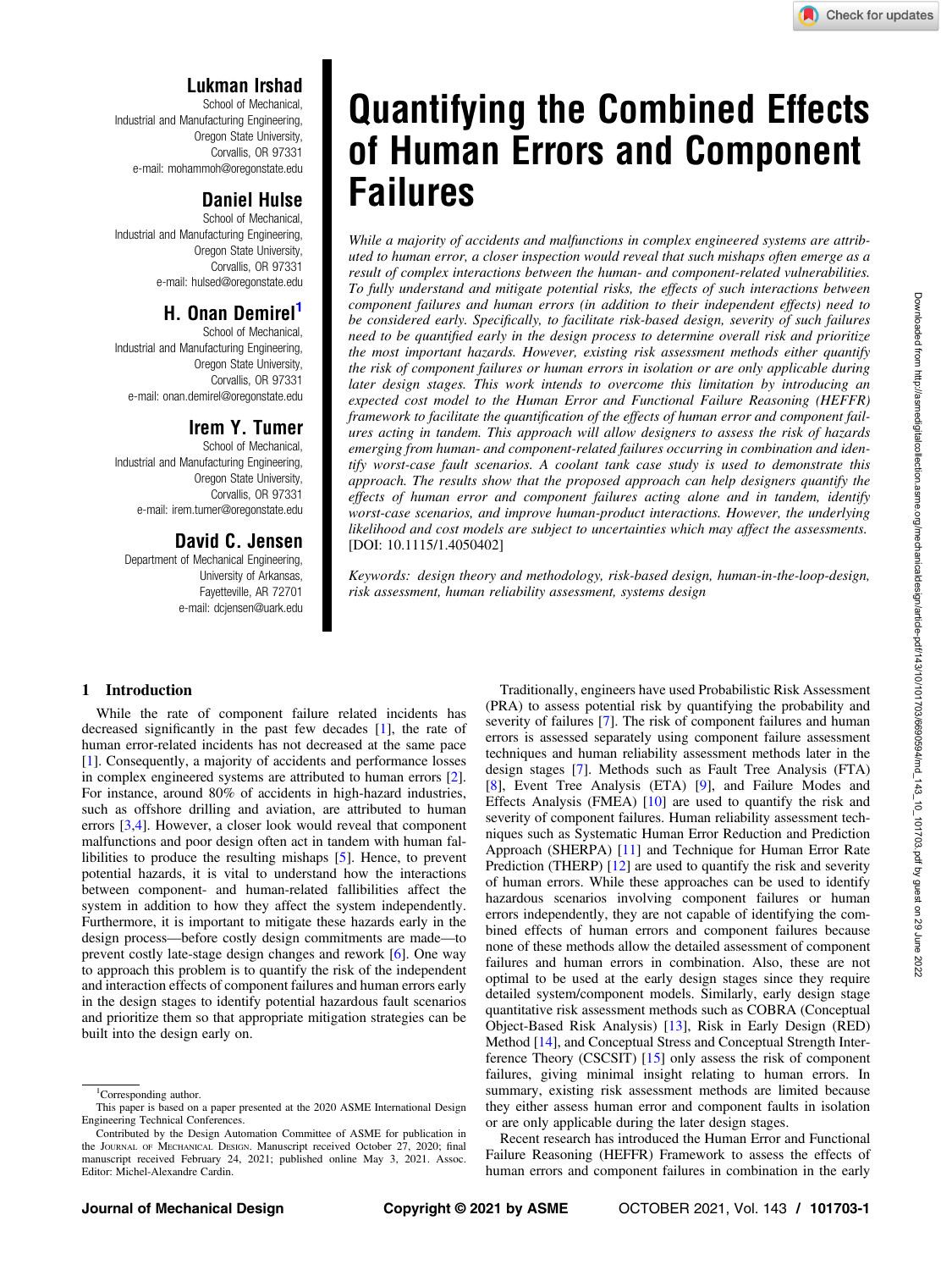# Quantifying the Combined Effects of Human Errors and Component Failures

**Lukman Irshad**
School of Mechanical, Industrial and Manufacturing Engineering, Oregon State University, Corvallis, OR 97331
e-mail: mohammoh@oregonstate.edu

**Daniel Hulse**
School of Mechanical, Industrial and Manufacturing Engineering, Oregon State University, Corvallis, OR 97331
e-mail: hulsed@oregonstate.edu

**H. Onan Demirel[1]**
School of Mechanical, Industrial and Manufacturing Engineering, Oregon State University, Corvallis, OR 97331
e-mail: onan.demirel@oregonstate.edu

**Irem Y. Tumer**
School of Mechanical, Industrial and Manufacturing Engineering, Oregon State University, Corvallis, OR 97331
e-mail: irem.tumer@oregonstate.edu

**David C. Jensen**
Department of Mechanical Engineering, University of Arkansas, Fayetteville, AR 72701
e-mail: dcjensen@uark.edu

*While a majority of accidents and malfunctions in complex engineered systems are attributed to human error, a closer inspection would reveal that such mishaps often emerge as a result of complex interactions between the human- and component-related vulnerabilities. To fully understand and mitigate potential risks, the effects of such interactions between component failures and human errors (in addition to their independent effects) need to be considered early. Specifically, to facilitate risk-based design, severity of such failures need to be quantified early in the design process to determine overall risk and prioritize the most important hazards. However, existing risk assessment methods either quantify the risk of component failures or human errors in isolation or are only applicable during later design stages. This work intends to overcome this limitation by introducing an expected cost model to the Human Error and Functional Failure Reasoning (HEFFR) framework to facilitate the quantification of the effects of human error and component failures acting in tandem. This approach will allow designers to assess the risk of hazards emerging from human- and component-related failures occurring in combination and identify worst-case fault scenarios. A coolant tank case study is used to demonstrate this approach. The results show that the proposed approach can help designers quantify the effects of human error and component failures acting alone and in tandem, identify worst-case scenarios, and improve human-product interactions. However, the underlying likelihood and cost models are subject to uncertainties which may affect the assessments.* [DOI: 10.1115/1.4050402]

*Keywords: design theory and methodology, risk-based design, human-in-the-loop-design, risk assessment, human reliability assessment, systems design*

## 1 Introduction

While the rate of component failure related incidents has decreased significantly in the past few decades [1], the rate of human error-related incidents has not decreased at the same pace [1]. Consequently, a majority of accidents and performance losses in complex engineered systems are attributed to human errors [2]. For instance, around 80% of accidents in high-hazard industries, such as offshore drilling and aviation, are attributed to human errors [3,4]. However, a closer look would reveal that component malfunctions and poor design often act in tandem with human fallibilities to produce the resulting mishaps [5]. Hence, to prevent potential hazards, it is vital to understand how the interactions between component- and human-related fallibilities affect the system in addition to how they affect the system independently. Furthermore, it is important to mitigate these hazards early in the design process—before costly design commitments are made—to prevent costly late-stage design changes and rework [6]. One way to approach this problem is to quantify the risk of the independent and interaction effects of component failures and human errors early in the design stages to identify potential hazardous fault scenarios and prioritize them so that appropriate mitigation strategies can be built into the design early on.

Traditionally, engineers have used Probabilistic Risk Assessment (PRA) to assess potential risk by quantifying the probability and severity of failures [7]. The risk of component failures and human errors is assessed separately using component failure assessment techniques and human reliability assessment methods later in the design stages [7]. Methods such as Fault Tree Analysis (FTA) [8], Event Tree Analysis (ETA) [9], and Failure Modes and Effects Analysis (FMEA) [10] are used to quantify the risk and severity of component failures. Human reliability assessment techniques such as Systematic Human Error Reduction and Prediction Approach (SHERPA) [11] and Technique for Human Error Rate Prediction (THERP) [12] are used to quantify the risk and severity of human errors. While these approaches can be used to identify hazardous scenarios involving component failures or human errors independently, they are not capable of identifying the combined effects of human errors and component failures because none of these methods allow the detailed assessment of component failures and human errors in combination. Also, these are not optimal to be used at the early design stages since they require detailed system/component models. Similarly, early design stage quantitative risk assessment methods such as COBRA (Conceptual Object-Based Risk Analysis) [13], Risk in Early Design (RED) Method [14], and Conceptual Stress and Conceptual Strength Interference Theory (CSCSIT) [15] only assess the risk of component failures, giving minimal insight relating to human errors. In summary, existing risk assessment methods are limited because they either assess human error and component faults in isolation or are only applicable during the later design stages.

Recent research has introduced the Human Error and Functional Failure Reasoning (HEFFR) Framework to assess the effects of human errors and component failures in combination in the early

---

[1]Corresponding author.

This paper is based on a paper presented at the 2020 ASME International Design Engineering Technical Conferences.

Contributed by the Design Automation Committee of ASME for publication in the Journal of Mechanical Design. Manuscript received October 27, 2020; final manuscript received February 24, 2021; published online May 3, 2021. Assoc. Editor: Michel-Alexandre Cardin.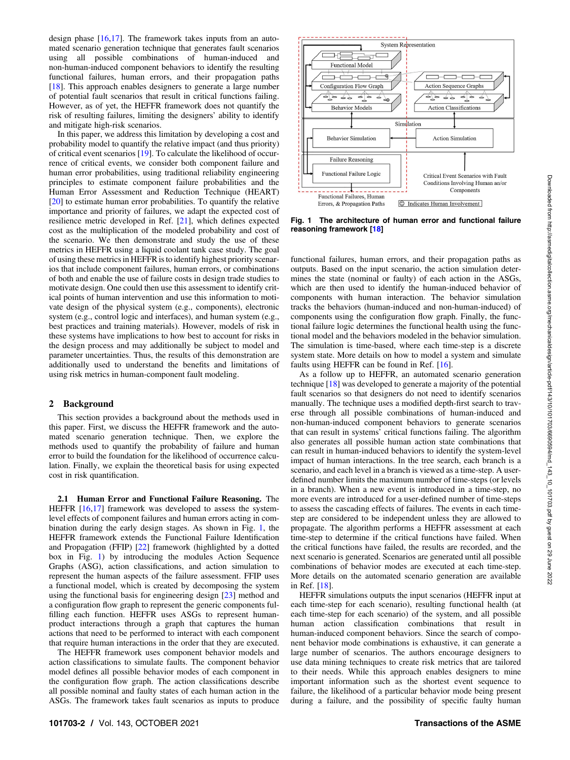design phase [16,17]. The framework takes inputs from an automated scenario generation technique that generates fault scenarios using all possible combinations of human-induced and non-human-induced component behaviors to identify the resulting functional failures, human errors, and their propagation paths [18]. This approach enables designers to generate a large number of potential fault scenarios that result in critical functions failing. However, as of yet, the HEFFR framework does not quantify the risk of resulting failures, limiting the designers' ability to identify and mitigate high-risk scenarios.

In this paper, we address this limitation by developing a cost and probability model to quantify the relative impact (and thus priority) of critical event scenarios [19]. To calculate the likelihood of occurrence of critical events, we consider both component failure and human error probabilities, using traditional reliability engineering principles to estimate component failure probabilities and the Human Error Assessment and Reduction Technique (HEART) [20] to estimate human error probabilities. To quantify the relative importance and priority of failures, we adapt the expected cost of resilience metric developed in Ref. [21], which defines expected cost as the multiplication of the modeled probability and cost of the scenario. We then demonstrate and study the use of these metrics in HEFFR using a liquid coolant tank case study. The goal of using these metrics in HEFFR is to identify highest priority scenarios that include component failures, human errors, or combinations of both and enable the use of failure costs in design trade studies to motivate design. One could then use this assessment to identify critical points of human intervention and use this information to motivate design of the physical system (e.g., components), electronic system (e.g., control logic and interfaces), and human system (e.g., best practices and training materials). However, models of risk in these systems have implications to how best to account for risks in the design process and may additionally be subject to model and parameter uncertainties. Thus, the results of this demonstration are additionally used to understand the benefits and limitations of using risk metrics in human-component fault modeling.

## 2 Background

This section provides a background about the methods used in this paper. First, we discuss the HEFFR framework and the automated scenario generation technique. Then, we explore the methods used to quantify the probability of failure and human error to build the foundation for the likelihood of occurrence calculation. Finally, we explain the theoretical basis for using expected cost in risk quantification.

### 2.1 Human Error and Functional Failure Reasoning.

The HEFFR [16,17] framework was developed to assess the system-level effects of component failures and human errors acting in combination during the early design stages. As shown in Fig. 1, the HEFFR framework extends the Functional Failure Identification and Propagation (FFIP) [22] framework (highlighted by a dotted box in Fig. 1) by introducing the modules Action Sequence Graphs (ASG), action classifications, and action simulation to represent the human aspects of the failure assessment. FFIP uses a functional model, which is created by decomposing the system using the functional basis for engineering design [23] method and a configuration flow graph to represent the generic components fulfilling each function. HEFFR uses ASGs to represent human-product interactions through a graph that captures the human actions that need to be performed to interact with each component that require human interactions in the order that they are executed.

The HEFFR framework uses component behavior models and action classifications to simulate faults. The component behavior model defines all possible behavior modes of each component in the configuration flow graph. The action classifications describe all possible nominal and faulty states of each human action in the ASGs. The framework takes fault scenarios as inputs to produce

**Fig. 1 The architecture of human error and functional failure reasoning framework [18]**

functional failures, human errors, and their propagation paths as outputs. Based on the input scenario, the action simulation determines the state (nominal or faulty) of each action in the ASGs, which are then used to identify the human-induced behavior of components with human interaction. The behavior simulation tracks the behaviors (human-induced and non-human-induced) of components using the configuration flow graph. Finally, the functional failure logic determines the functional health using the functional model and the behaviors modeled in the behavior simulation. The simulation is time-based, where each time-step is a discrete system state. More details on how to model a system and simulate faults using HEFFR can be found in Ref. [16].

As a follow up to HEFFR, an automated scenario generation technique [18] was developed to generate a majority of the potential fault scenarios so that designers do not need to identify scenarios manually. The technique uses a modified depth-first search to traverse through all possible combinations of human-induced and non-human-induced component behaviors to generate scenarios that can result in systems' critical functions failing. The algorithm also generates all possible human action state combinations that can result in human-induced behaviors to identify the system-level impact of human interactions. In the tree search, each branch is a scenario, and each level in a branch is viewed as a time-step. A user-defined number limits the maximum number of time-steps (or levels in a branch). When a new event is introduced in a time-step, no more events are introduced for a user-defined number of time-steps to assess the cascading effects of failures. The events in each time-step are considered to be independent unless they are allowed to propagate. The algorithm performs a HEFFR assessment at each time-step to determine if the critical functions have failed. When the critical functions have failed, the results are recorded, and the next scenario is generated. Scenarios are generated until all possible combinations of behavior modes are executed at each time-step. More details on the automated scenario generation are available in Ref. [18].

HEFFR simulations outputs the input scenarios (HEFFR input at each time-step for each scenario), resulting functional health (at each time-step for each scenario) of the system, and all possible human action classification combinations that result in human-induced component behaviors. Since the search of component behavior mode combinations is exhaustive, it can generate a large number of scenarios. The authors encourage designers to use data mining techniques to create risk metrics that are tailored to their needs. While this approach enables designers to mine important information such as the shortest event sequence to failure, the likelihood of a particular behavior mode being present during a failure, and the possibility of specific faulty human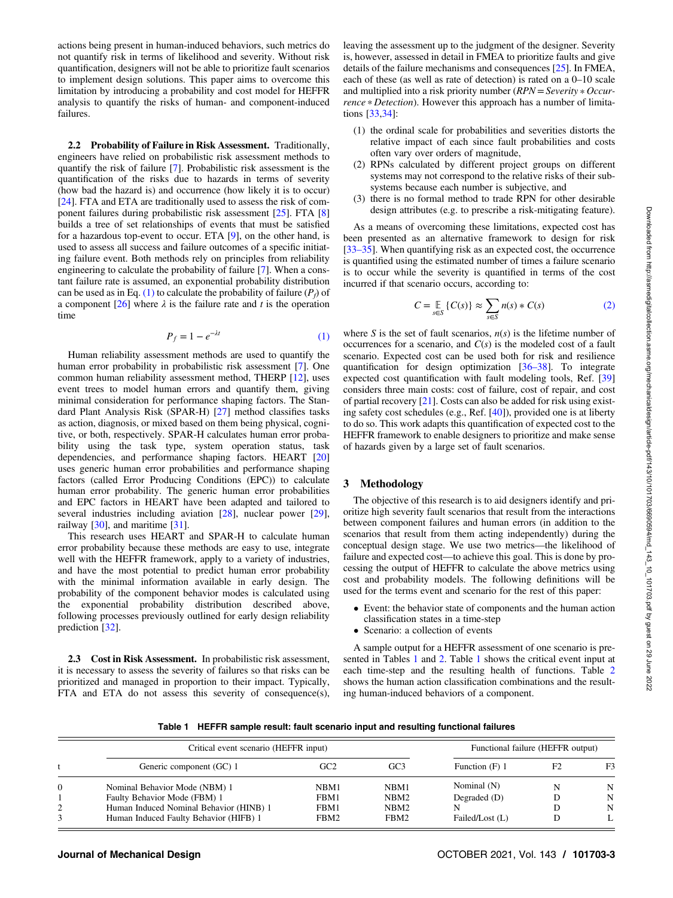actions being present in human-induced behaviors, such metrics do not quantify risk in terms of likelihood and severity. Without risk quantification, designers will not be able to prioritize fault scenarios to implement design solutions. This paper aims to overcome this limitation by introducing a probability and cost model for HEFFR analysis to quantify the risks of human- and component-induced failures.

### 2.2 Probability of Failure in Risk Assessment.

Traditionally, engineers have relied on probabilistic risk assessment methods to quantify the risk of failure [7]. Probabilistic risk assessment is the quantification of the risks due to hazards in terms of severity (how bad the hazard is) and occurrence (how likely it is to occur) [24]. FTA and ETA are traditionally used to assess the risk of component failures during probabilistic risk assessment [25]. FTA [8] builds a tree of set relationships of events that must be satisfied for a hazardous top-event to occur. ETA [9], on the other hand, is used to assess all success and failure outcomes of a specific initiating failure event. Both methods rely on principles from reliability engineering to calculate the probability of failure [7]. When a constant failure rate is assumed, an exponential probability distribution can be used as in Eq. (1) to calculate the probability of failure ($P_f$) of a component [26] where $\lambda$ is the failure rate and $t$ is the operation time

$$P_f = 1 - e^{-\lambda t} \tag{1}$$

Human reliability assessment methods are used to quantify the human error probability in probabilistic risk assessment [7]. One common human reliability assessment method, THERP [12], uses event trees to model human errors and quantify them, giving minimal consideration for performance shaping factors. The Standard Plant Analysis Risk (SPAR-H) [27] method classifies tasks as action, diagnosis, or mixed based on them being physical, cognitive, or both, respectively. SPAR-H calculates human error probability using the task type, system operation status, task dependencies, and performance shaping factors. HEART [20] uses generic human error probabilities and performance shaping factors (called Error Producing Conditions (EPC)) to calculate human error probability. The generic human error probabilities and EPC factors in HEART have been adapted and tailored to several industries including aviation [28], nuclear power [29], railway [30], and maritime [31].

This research uses HEART and SPAR-H to calculate human error probability because these methods are easy to use, integrate well with the HEFFR framework, apply to a variety of industries, and have the most potential to predict human error probability with the minimal information available in early design. The probability of the component behavior modes is calculated using the exponential probability distribution described above, following processes previously outlined for early design reliability prediction [32].

### 2.3 Cost in Risk Assessment.

In probabilistic risk assessment, it is necessary to assess the severity of failures so that risks can be prioritized and managed in proportion to their impact. Typically, FTA and ETA do not assess this severity of consequence(s), leaving the assessment up to the judgment of the designer. Severity is, however, assessed in detail in FMEA to prioritize faults and give details of the failure mechanisms and consequences [25]. In FMEA, each of these (as well as rate of detection) is rated on a 0–10 scale and multiplied into a risk priority number (*RPN* = *Severity* ∗ *Occurrence* ∗ *Detection*). However this approach has a number of limitations [33,34]:

1. the ordinal scale for probabilities and severities distorts the relative impact of each since fault probabilities and costs often vary over orders of magnitude,
2. RPNs calculated by different project groups on different systems may not correspond to the relative risks of their subsystems because each number is subjective, and
3. there is no formal method to trade RPN for other desirable design attributes (e.g. to prescribe a risk-mitigating feature).

As a means of overcoming these limitations, expected cost has been presented as an alternative framework to design for risk [33–35]. When quantifying risk as an expected cost, the occurrence is quantified using the estimated number of times a failure scenario is to occur while the severity is quantified in terms of the cost incurred if that scenario occurs, according to:

$$C = \mathop{\mathbb{E}}_{s \in S}\{C(s)\} \approx \sum_{s \in S} n(s) * C(s) \tag{2}$$

where $S$ is the set of fault scenarios, $n(s)$ is the lifetime number of occurrences for a scenario, and $C(s)$ is the modeled cost of a fault scenario. Expected cost can be used both for risk and resilience quantification for design optimization [36–38]. To integrate expected cost quantification with fault modeling tools, Ref. [39] considers three main costs: cost of failure, cost of repair, and cost of partial recovery [21]. Costs can also be added for risk using existing safety cost schedules (e.g., Ref. [40]), provided one is at liberty to do so. This work adapts this quantification of expected cost to the HEFFR framework to enable designers to prioritize and make sense of hazards given by a large set of fault scenarios.

## 3 Methodology

The objective of this research is to aid designers identify and prioritize high severity fault scenarios that result from the interactions between component failures and human errors (in addition to the scenarios that result from them acting independently) during the conceptual design stage. We use two metrics—the likelihood of failure and expected cost—to achieve this goal. This is done by processing the output of HEFFR to calculate the above metrics using cost and probability models. The following definitions will be used for the terms event and scenario for the rest of this paper:

- Event: the behavior state of components and the human action classification states in a time-step
- Scenario: a collection of events

A sample output for a HEFFR assessment of one scenario is presented in Tables 1 and 2. Table 1 shows the critical event input at each time-step and the resulting health of functions. Table 2 shows the human action classification combinations and the resulting human-induced behaviors of a component.

**Table 1 HEFFR sample result: fault scenario input and resulting functional failures**

| | Critical event scenario (HEFFR input) | | | Functional failure (HEFFR output) | | |
|---|---|---|---|---|---|---|
| t | Generic component (GC) 1 | GC2 | GC3 | Function (F) 1 | F2 | F3 |
| 0 | Nominal Behavior Mode (NBM) 1 | NBM1 | NBM1 | Nominal (N) | N | N |
| 1 | Faulty Behavior Mode (FBM) 1 | FBM1 | NBM2 | Degraded (D) | D | N |
| 2 | Human Induced Nominal Behavior (HINB) 1 | FBM1 | NBM2 | N | D | N |
| 3 | Human Induced Faulty Behavior (HIFB) 1 | FBM2 | FBM2 | Failed/Lost (L) | D | L |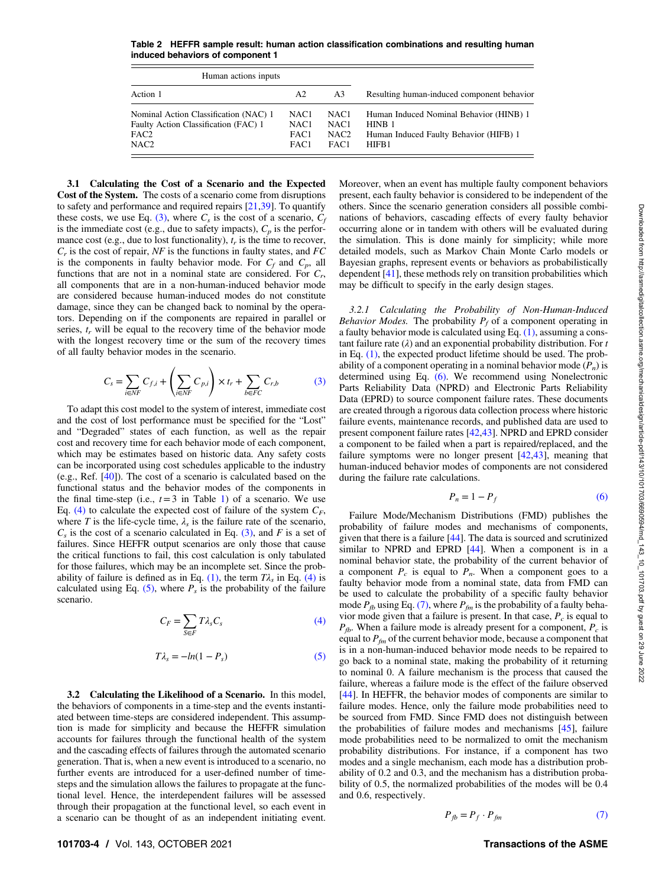**Table 2 HEFFR sample result: human action classification combinations and resulting human induced behaviors of component 1**

| Human actions inputs | | | |
|---|---|---|---|
| Action 1 | A2 | A3 | Resulting human-induced component behavior |
| Nominal Action Classification (NAC) 1 | NAC1 | NAC1 | Human Induced Nominal Behavior (HINB) 1 |
| Faulty Action Classification (FAC) 1 | NAC1 | NAC1 | HINB 1 |
| FAC2 | FAC1 | NAC2 | Human Induced Faulty Behavior (HIFB) 1 |
| NAC2 | FAC1 | FAC1 | HIFB1 |

### 3.1 Calculating the Cost of a Scenario and the Expected Cost of the System.

The costs of a scenario come from disruptions to safety and performance and required repairs [21,39]. To quantify these costs, we use Eq. (3), where $C_s$ is the cost of a scenario, $C_f$ is the immediate cost (e.g., due to safety impacts), $C_p$ is the performance cost (e.g., due to lost functionality), $t_r$ is the time to recover, $C_r$ is the cost of repair, $NF$ is the functions in faulty states, and $FC$ is the components in faulty behavior mode. For $C_f$ and $C_p$, all functions that are not in a nominal state are considered. For $C_r$, all components that are in a non-human-induced behavior mode are considered because human-induced modes do not constitute damage, since they can be changed back to nominal by the operators. Depending on if the components are repaired in parallel or series, $t_r$ will be equal to the recovery time of the behavior mode with the longest recovery time or the sum of the recovery times of all faulty behavior modes in the scenario.

$$C_s = \sum_{i \in NF} C_{f,i} + \left( \sum_{i \in NF} C_{p,i} \right) \times t_r + \sum_{b \in FC} C_{r,b} \tag{3}$$

To adapt this cost model to the system of interest, immediate cost and the cost of lost performance must be specified for the "Lost" and "Degraded" states of each function, as well as the repair cost and recovery time for each behavior mode of each component, which may be estimates based on historic data. Any safety costs can be incorporated using cost schedules applicable to the industry (e.g., Ref. [40]). The cost of a scenario is calculated based on the functional status and the behavior modes of the components in the final time-step (i.e., $t=3$ in Table 1) of a scenario. We use Eq. (4) to calculate the expected cost of failure of the system $C_F$, where $T$ is the life-cycle time, $\lambda_s$ is the failure rate of the scenario, $C_s$ is the cost of a scenario calculated in Eq. (3), and $F$ is a set of failures. Since HEFFR output scenarios are only those that cause the critical functions to fail, this cost calculation is only tabulated for those failures, which may be an incomplete set. Since the probability of failure is defined as in Eq. (1), the term $T\lambda_s$ in Eq. (4) is calculated using Eq. (5), where $P_s$ is the probability of the failure scenario.

$$C_F = \sum_{S \in F} T \lambda_s C_s \tag{4}$$

$$T\lambda_s = -ln(1 - P_s) \tag{5}$$

### 3.2 Calculating the Likelihood of a Scenario.

In this model, the behaviors of components in a time-step and the events instantiated between time-steps are considered independent. This assumption is made for simplicity and because the HEFFR simulation accounts for failures through the functional health of the system and the cascading effects of failures through the automated scenario generation. That is, when a new event is introduced to a scenario, no further events are introduced for a user-defined number of time-steps and the simulation allows the failures to propagate at the functional level. Hence, the interdependent failures will be assessed through their propagation at the functional level, so each event in a scenario can be thought of as an independent initiating event. Moreover, when an event has multiple faulty component behaviors present, each faulty behavior is considered to be independent of the others. Since the scenario generation considers all possible combinations of behaviors, cascading effects of every faulty behavior occurring alone or in tandem with others will be evaluated during the simulation. This is done mainly for simplicity; while more detailed models, such as Markov Chain Monte Carlo models or Bayesian graphs, represent events or behaviors as probabilistically dependent [41], these methods rely on transition probabilities which may be difficult to specify in the early design stages.

#### *3.2.1 Calculating the Probability of Non-Human-Induced Behavior Modes.*

The probability $P_f$ of a component operating in a faulty behavior mode is calculated using Eq. (1), assuming a constant failure rate ($\lambda$) and an exponential probability distribution. For $t$ in Eq. (1), the expected product lifetime should be used. The probability of a component operating in a nominal behavior mode ($P_n$) is determined using Eq. (6). We recommend using Nonelectronic Parts Reliability Data (NPRD) and Electronic Parts Reliability Data (EPRD) to source component failure rates. These documents are created through a rigorous data collection process where historic failure events, maintenance records, and published data are used to present component failure rates [42,43]. NPRD and EPRD consider a component to be failed when a part is repaired/replaced, and the failure symptoms were no longer present [42,43], meaning that human-induced behavior modes of components are not considered during the failure rate calculations.

$$P_n = 1 - P_f \tag{6}$$

Failure Mode/Mechanism Distributions (FMD) publishes the probability of failure modes and mechanisms of components, given that there is a failure [44]. The data is sourced and scrutinized similar to NPRD and EPRD [44]. When a component is in a nominal behavior state, the probability of the current behavior of a component $P_c$ is equal to $P_n$. When a component goes to a faulty behavior mode from a nominal state, data from FMD can be used to calculate the probability of a specific faulty behavior mode $P_{fb}$ using Eq. (7), where $P_{fm}$ is the probability of a faulty behavior mode given that a failure is present. In that case, $P_c$ is equal to $P_{fb}$. When a failure mode is already present for a component, $P_c$ is equal to $P_{fm}$ of the current behavior mode, because a component that is in a non-human-induced behavior mode needs to be repaired to go back to a nominal state, making the probability of it returning to nominal 0. A failure mechanism is the process that caused the failure, whereas a failure mode is the effect of the failure observed [44]. In HEFFR, the behavior modes of components are similar to failure modes. Hence, only the failure mode probabilities need to be sourced from FMD. Since FMD does not distinguish between the probabilities of failure modes and mechanisms [45], failure mode probabilities need to be normalized to omit the mechanism probability distributions. For instance, if a component has two modes and a single mechanism, each mode has a distribution probability of 0.2 and 0.3, and the mechanism has a distribution probability of 0.5, the normalized probabilities of the modes will be 0.4 and 0.6, respectively.

$$P_{fb} = P_f \cdot P_{fm} \tag{7}$$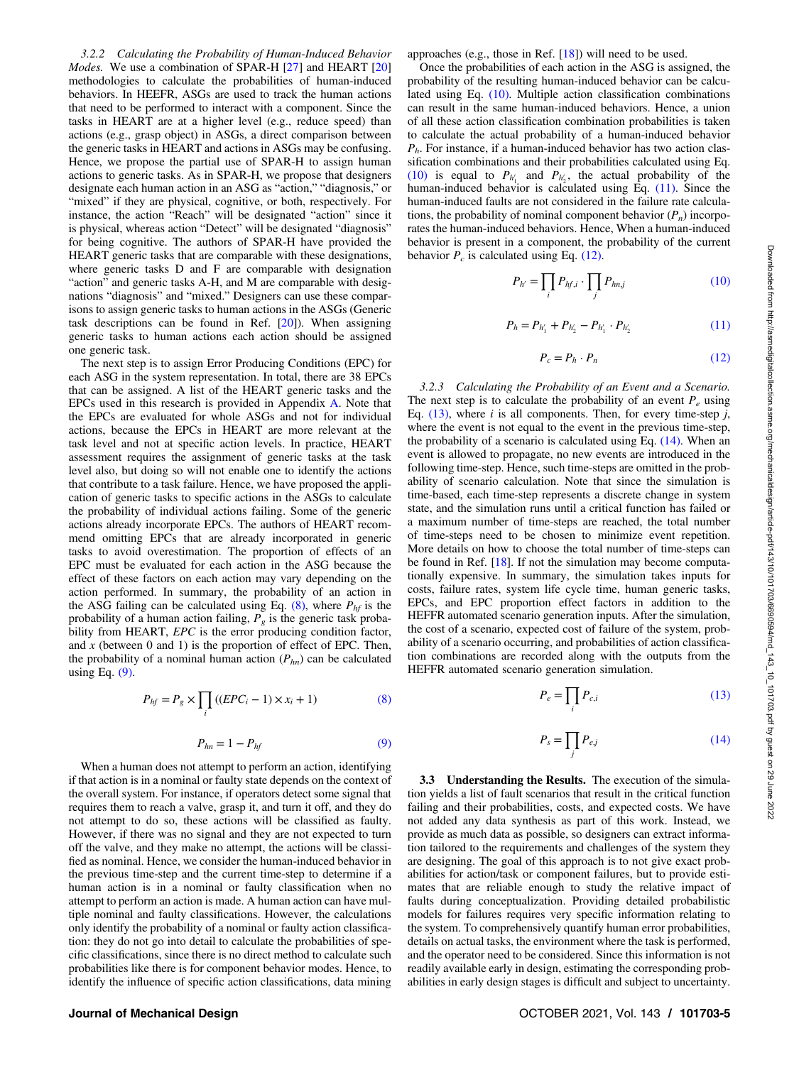*3.2.2 Calculating the Probability of Human-Induced Behavior Modes.* We use a combination of SPAR-H [27] and HEART [20] methodologies to calculate the probabilities of human-induced behaviors. In HEEFR, ASGs are used to track the human actions that need to be performed to interact with a component. Since the tasks in HEART are at a higher level (e.g., reduce speed) than actions (e.g., grasp object) in ASGs, a direct comparison between the generic tasks in HEART and actions in ASGs may be confusing. Hence, we propose the partial use of SPAR-H to assign human actions to generic tasks. As in SPAR-H, we propose that designers designate each human action in an ASG as "action," "diagnosis," or "mixed" if they are physical, cognitive, or both, respectively. For instance, the action "Reach" will be designated "action" since it is physical, whereas action "Detect" will be designated "diagnosis" for being cognitive. The authors of SPAR-H have provided the HEART generic tasks that are comparable with these designations, where generic tasks D and F are comparable with designation "action" and generic tasks A-H, and M are comparable with designations "diagnosis" and "mixed." Designers can use these comparisons to assign generic tasks to human actions in the ASGs (Generic task descriptions can be found in Ref. [20]). When assigning generic tasks to human actions each action should be assigned one generic task.

The next step is to assign Error Producing Conditions (EPC) for each ASG in the system representation. In total, there are 38 EPCs that can be assigned. A list of the HEART generic tasks and the EPCs used in this research is provided in Appendix A. Note that the EPCs are evaluated for whole ASGs and not for individual actions, because the EPCs in HEART are more relevant at the task level and not at specific action levels. In practice, HEART assessment requires the assignment of generic tasks at the task level also, but doing so will not enable one to identify the actions that contribute to a task failure. Hence, we have proposed the application of generic tasks to specific actions in the ASGs to calculate the probability of individual actions failing. Some of the generic actions already incorporate EPCs. The authors of HEART recommend omitting EPCs that are already incorporated in generic tasks to avoid overestimation. The proportion of effects of an EPC must be evaluated for each action in the ASG because the effect of these factors on each action may vary depending on the action performed. In summary, the probability of an action in the ASG failing can be calculated using Eq. (8), where $P_{hf}$ is the probability of a human action failing, $P_g$ is the generic task probability from HEART, $EPC$ is the error producing condition factor, and $x$ (between 0 and 1) is the proportion of effect of EPC. Then, the probability of a nominal human action ($P_{hn}$) can be calculated using Eq. (9).

$$P_{hf} = P_g \times \prod_i ((EPC_i - 1) \times x_i + 1) \tag{8}$$

$$P_{hn} = 1 - P_{hf} \tag{9}$$

When a human does not attempt to perform an action, identifying if that action is in a nominal or faulty state depends on the context of the overall system. For instance, if operators detect some signal that requires them to reach a valve, grasp it, and turn it off, and they do not attempt to do so, these actions will be classified as faulty. However, if there was no signal and they are not expected to turn off the valve, and they make no attempt, the actions will be classified as nominal. Hence, we consider the human-induced behavior in the previous time-step and the current time-step to determine if a human action is in a nominal or faulty classification when no attempt to perform an action is made. A human action can have multiple nominal and faulty classifications. However, the calculations only identify the probability of a nominal or faulty action classification: they do not go into detail to calculate the probabilities of specific classifications, since there is no direct method to calculate such probabilities like there is for component behavior modes. Hence, to identify the influence of specific action classifications, data mining approaches (e.g., those in Ref. [18]) will need to be used.

Once the probabilities of each action in the ASG is assigned, the probability of the resulting human-induced behavior can be calculated using Eq. (10). Multiple action classification combinations can result in the same human-induced behaviors. Hence, a union of all these action classification combination probabilities is taken to calculate the actual probability of a human-induced behavior $P_h$. For instance, if a human-induced behavior has two action classification combinations and their probabilities calculated using Eq. (10) is equal to $P_{h'_1}$ and $P_{h'_2}$, the actual probability of the human-induced behavior is calculated using Eq. (11). Since the human-induced faults are not considered in the failure rate calculations, the probability of nominal component behavior ($P_n$) incorporates the human-induced behaviors. Hence, When a human-induced behavior is present in a component, the probability of the current behavior $P_c$ is calculated using Eq. (12).

$$P_{h'} = \prod_i P_{hf,i} \cdot \prod_j P_{hn,j} \tag{10}$$

$$P_h = P_{h'_1} + P_{h'_2} - P_{h'_1} \cdot P_{h'_2} \tag{11}$$

$$P_c = P_h \cdot P_n \tag{12}$$

*3.2.3 Calculating the Probability of an Event and a Scenario.* The next step is to calculate the probability of an event $P_e$ using Eq. (13), where $i$ is all components. Then, for every time-step $j$, where the event is not equal to the event in the previous time-step, the probability of a scenario is calculated using Eq. (14). When an event is allowed to propagate, no new events are introduced in the following time-step. Hence, such time-steps are omitted in the probability of scenario calculation. Note that since the simulation is time-based, each time-step represents a discrete change in system state, and the simulation runs until a critical function has failed or a maximum number of time-steps are reached, the total number of time-steps need to be chosen to minimize event repetition. More details on how to choose the total number of time-steps can be found in Ref. [18]. If not the simulation may become computationally expensive. In summary, the simulation takes inputs for costs, failure rates, system life cycle time, human generic tasks, EPCs, and EPC proportion effect factors in addition to the HEFFR automated scenario generation inputs. After the simulation, the cost of a scenario, expected cost of failure of the system, probability of a scenario occurring, and probabilities of action classification combinations are recorded along with the outputs from the HEFFR automated scenario generation simulation.

$$P_e = \prod_i P_{c,i} \tag{13}$$

$$P_s = \prod_j P_{e,j} \tag{14}$$

### 3.3 Understanding the Results.

The execution of the simulation yields a list of fault scenarios that result in the critical function failing and their probabilities, costs, and expected costs. We have not added any data synthesis as part of this work. Instead, we provide as much data as possible, so designers can extract information tailored to the requirements and challenges of the system they are designing. The goal of this approach is to not give exact probabilities for action/task or component failures, but to provide estimates that are reliable enough to study the relative impact of faults during conceptualization. Providing detailed probabilistic models for failures requires very specific information relating to the system. To comprehensively quantify human error probabilities, details on actual tasks, the environment where the task is performed, and the operator need to be considered. Since this information is not readily available early in design, estimating the corresponding probabilities in early design stages is difficult and subject to uncertainty.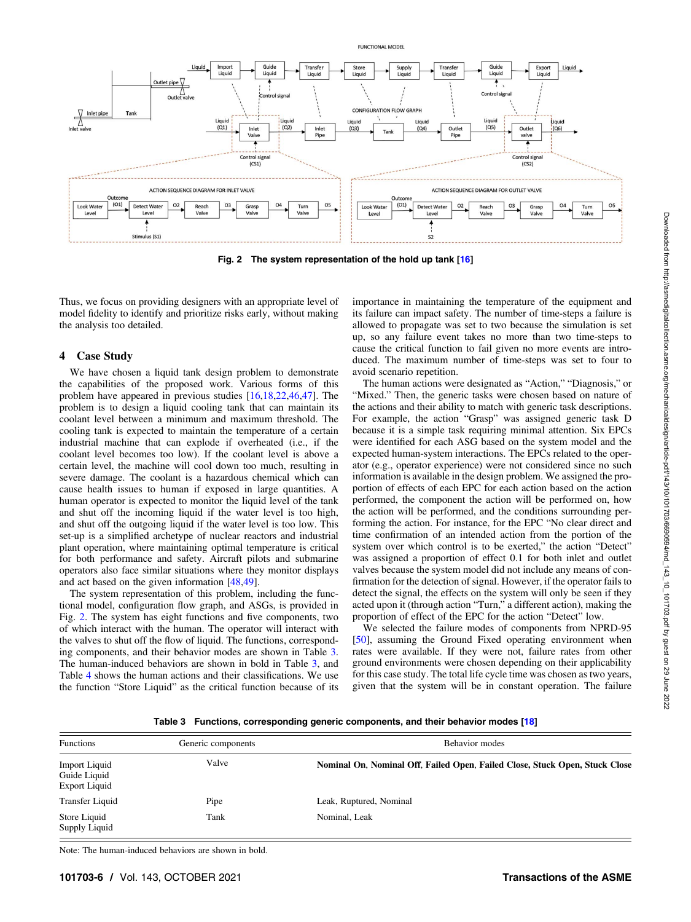Fig. 2 The system representation of the hold up tank [16]

Thus, we focus on providing designers with an appropriate level of model fidelity to identify and prioritize risks early, without making the analysis too detailed.

## 4 Case Study

We have chosen a liquid tank design problem to demonstrate the capabilities of the proposed work. Various forms of this problem have appeared in previous studies [16,18,22,46,47]. The problem is to design a liquid cooling tank that can maintain its coolant level between a minimum and maximum threshold. The cooling tank is expected to maintain the temperature of a certain industrial machine that can explode if overheated (i.e., if the coolant level becomes too low). If the coolant level is above a certain level, the machine will cool down too much, resulting in severe damage. The coolant is a hazardous chemical which can cause health issues to human if exposed in large quantities. A human operator is expected to monitor the liquid level of the tank and shut off the incoming liquid if the water level is too high, and shut off the outgoing liquid if the water level is too low. This set-up is a simplified archetype of nuclear reactors and industrial plant operation, where maintaining optimal temperature is critical for both performance and safety. Aircraft pilots and submarine operators also face similar situations where they monitor displays and act based on the given information [48,49].

The system representation of this problem, including the functional model, configuration flow graph, and ASGs, is provided in Fig. 2. The system has eight functions and five components, two of which interact with the human. The operator will interact with the valves to shut off the flow of liquid. The functions, corresponding components, and their behavior modes are shown in Table 3. The human-induced behaviors are shown in bold in Table 3, and Table 4 shows the human actions and their classifications. We use the function "Store Liquid" as the critical function because of its importance in maintaining the temperature of the equipment and its failure can impact safety. The number of time-steps a failure is allowed to propagate was set to two because the simulation is set up, so any failure event takes no more than two time-steps to cause the critical function to fail given no more events are introduced. The maximum number of time-steps was set to four to avoid scenario repetition.

The human actions were designated as "Action," "Diagnosis," or "Mixed." Then, the generic tasks were chosen based on nature of the actions and their ability to match with generic task descriptions. For example, the action "Grasp" was assigned generic task D because it is a simple task requiring minimal attention. Six EPCs were identified for each ASG based on the system model and the expected human-system interactions. The EPCs related to the operator (e.g., operator experience) were not considered since no such information is available in the design problem. We assigned the proportion of effects of each EPC for each action based on the action performed, the component the action will be performed on, how the action will be performed, and the conditions surrounding performing the action. For instance, for the EPC "No clear direct and time confirmation of an intended action from the portion of the system over which control is to be exerted," the action "Detect" was assigned a proportion of effect 0.1 for both inlet and outlet valves because the system model did not include any means of confirmation for the detection of signal. However, if the operator fails to detect the signal, the effects on the system will only be seen if they acted upon it (through action "Turn," a different action), making the proportion of effect of the EPC for the action "Detect" low.

We selected the failure modes of components from NPRD-95 [50], assuming the Ground Fixed operating environment when rates were available. If they were not, failure rates from other ground environments were chosen depending on their applicability for this case study. The total life cycle time was chosen as two years, given that the system will be in constant operation. The failure

Table 3 Functions, corresponding generic components, and their behavior modes [18]

| Functions | Generic components | Behavior modes |
|---|---|---|
| Import Liquid<br>Guide Liquid<br>Export Liquid | Valve | **Nominal On**, **Nominal Off**, **Failed Open**, **Failed Close**, **Stuck Open**, **Stuck Close** |
| Transfer Liquid | Pipe | Leak, Ruptured, Nominal |
| Store Liquid<br>Supply Liquid | Tank | Nominal, Leak |

Note: The human-induced behaviors are shown in bold.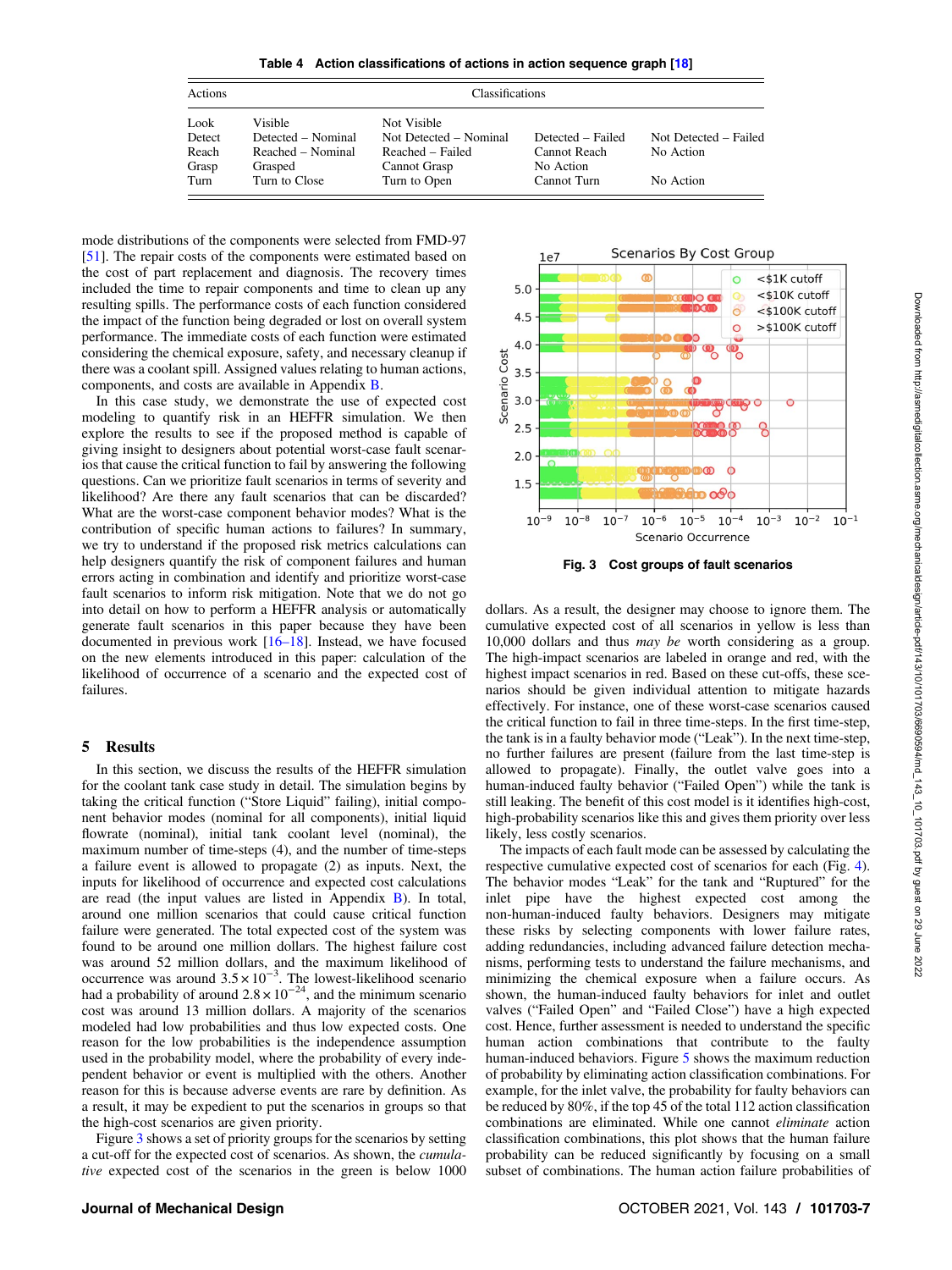**Table 4 Action classifications of actions in action sequence graph [18]**

| Actions | Classifications | | | |
|---|---|---|---|---|
| Look | Visible | Not Visible | | |
| Detect | Detected – Nominal | Not Detected – Nominal | Detected – Failed | Not Detected – Failed |
| Reach | Reached – Nominal | Reached – Failed | Cannot Reach | No Action |
| Grasp | Grasped | Cannot Grasp | No Action | |
| Turn | Turn to Close | Turn to Open | Cannot Turn | No Action |

mode distributions of the components were selected from FMD-97 [51]. The repair costs of the components were estimated based on the cost of part replacement and diagnosis. The recovery times included the time to repair components and time to clean up any resulting spills. The performance costs of each function considered the impact of the function being degraded or lost on overall system performance. The immediate costs of each function were estimated considering the chemical exposure, safety, and necessary cleanup if there was a coolant spill. Assigned values relating to human actions, components, and costs are available in Appendix B.

In this case study, we demonstrate the use of expected cost modeling to quantify risk in an HEFFR simulation. We then explore the results to see if the proposed method is capable of giving insight to designers about potential worst-case fault scenarios that cause the critical function to fail by answering the following questions. Can we prioritize fault scenarios in terms of severity and likelihood? Are there any fault scenarios that can be discarded? What are the worst-case component behavior modes? What is the contribution of specific human actions to failures? In summary, we try to understand if the proposed risk metrics calculations can help designers quantify the risk of component failures and human errors acting in combination and identify and prioritize worst-case fault scenarios to inform risk mitigation. Note that we do not go into detail on how to perform a HEFFR analysis or automatically generate fault scenarios in this paper because they have been documented in previous work [16–18]. Instead, we have focused on the new elements introduced in this paper: calculation of the likelihood of occurrence of a scenario and the expected cost of failures.

## 5 Results

In this section, we discuss the results of the HEFFR simulation for the coolant tank case study in detail. The simulation begins by taking the critical function ("Store Liquid" failing), initial component behavior modes (nominal for all components), initial liquid flowrate (nominal), initial tank coolant level (nominal), the maximum number of time-steps (4), and the number of time-steps a failure event is allowed to propagate (2) as inputs. Next, the inputs for likelihood of occurrence and expected cost calculations are read (the input values are listed in Appendix B). In total, around one million scenarios that could cause critical function failure were generated. The total expected cost of the system was found to be around one million dollars. The highest failure cost was around 52 million dollars, and the maximum likelihood of occurrence was around $3.5 \times 10^{-3}$. The lowest-likelihood scenario had a probability of around $2.8 \times 10^{-24}$, and the minimum scenario cost was around 13 million dollars. A majority of the scenarios modeled had low probabilities and thus low expected costs. One reason for the low probabilities is the independence assumption used in the probability model, where the probability of every independent behavior or event is multiplied with the others. Another reason for this is because adverse events are rare by definition. As a result, it may be expedient to put the scenarios in groups so that the high-cost scenarios are given priority.

Figure 3 shows a set of priority groups for the scenarios by setting a cut-off for the expected cost of scenarios. As shown, the *cumulative* expected cost of the scenarios in the green is below 1000 dollars. As a result, the designer may choose to ignore them. The cumulative expected cost of all scenarios in yellow is less than 10,000 dollars and thus *may be* worth considering as a group. The high-impact scenarios are labeled in orange and red, with the highest impact scenarios in red. Based on these cut-offs, these scenarios should be given individual attention to mitigate hazards effectively. For instance, one of these worst-case scenarios caused the critical function to fail in three time-steps. In the first time-step, the tank is in a faulty behavior mode ("Leak"). In the next time-step, no further failures are present (failure from the last time-step is allowed to propagate). Finally, the outlet valve goes into a human-induced faulty behavior ("Failed Open") while the tank is still leaking. The benefit of this cost model is it identifies high-cost, high-probability scenarios like this and gives them priority over less likely, less costly scenarios.

**Fig. 3 Cost groups of fault scenarios**

The impacts of each fault mode can be assessed by calculating the respective cumulative expected cost of scenarios for each (Fig. 4). The behavior modes "Leak" for the tank and "Ruptured" for the inlet pipe have the highest expected cost among the non-human-induced faulty behaviors. Designers may mitigate these risks by selecting components with lower failure rates, adding redundancies, including advanced failure detection mechanisms, performing tests to understand the failure mechanisms, and minimizing the chemical exposure when a failure occurs. As shown, the human-induced faulty behaviors for inlet and outlet valves ("Failed Open" and "Failed Close") have a high expected cost. Hence, further assessment is needed to understand the specific human action combinations that contribute to the faulty human-induced behaviors. Figure 5 shows the maximum reduction of probability by eliminating action classification combinations. For example, for the inlet valve, the probability for faulty behaviors can be reduced by 80%, if the top 45 of the total 112 action classification combinations are eliminated. While one cannot *eliminate* action classification combinations, this plot shows that the human failure probability can be reduced significantly by focusing on a small subset of combinations. The human action failure probabilities of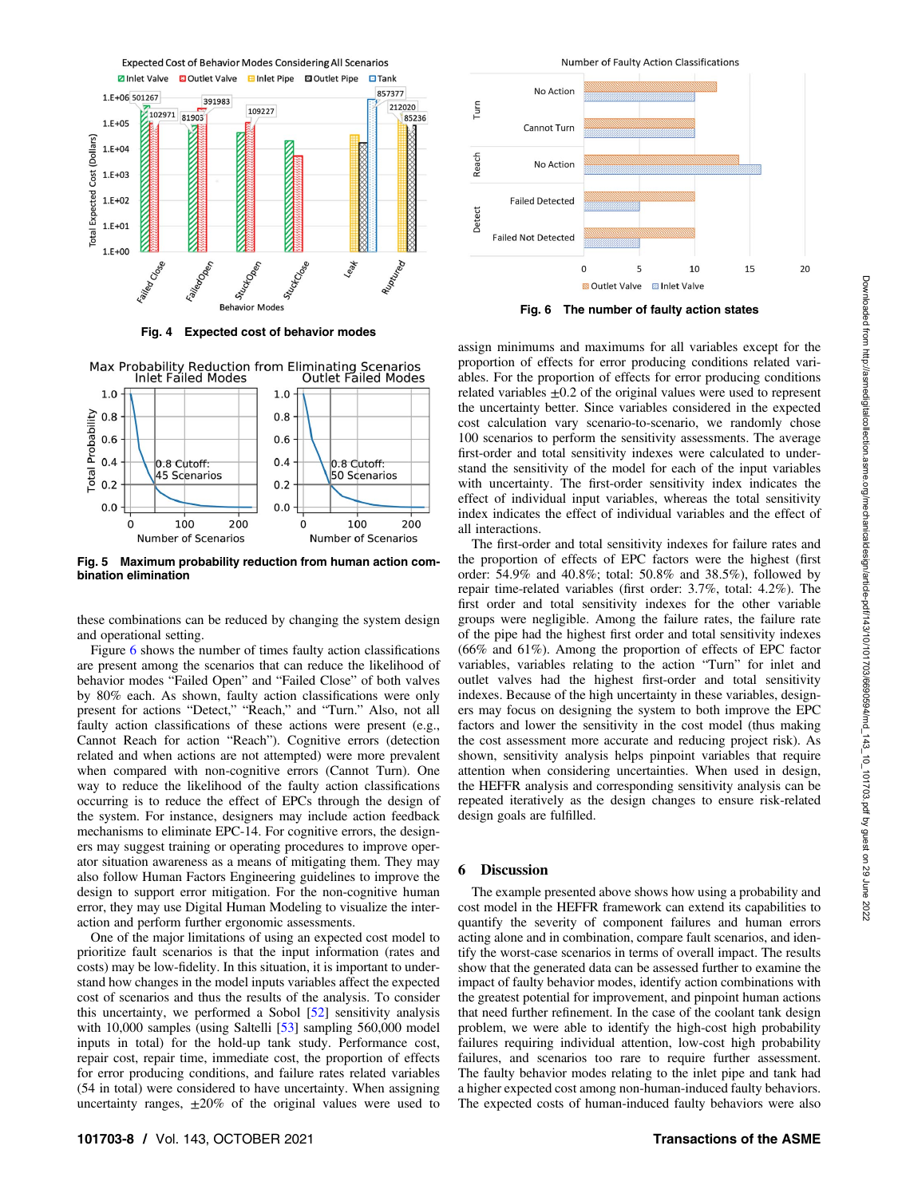Fig. 4 Expected cost of behavior modes

Fig. 5 Maximum probability reduction from human action combination elimination

these combinations can be reduced by changing the system design and operational setting.

Figure 6 shows the number of times faulty action classifications are present among the scenarios that can reduce the likelihood of behavior modes "Failed Open" and "Failed Close" of both valves by 80% each. As shown, faulty action classifications were only present for actions "Detect," "Reach," and "Turn." Also, not all faulty action classifications of these actions were present (e.g., Cannot Reach for action "Reach"). Cognitive errors (detection related and when actions are not attempted) were more prevalent when compared with non-cognitive errors (Cannot Turn). One way to reduce the likelihood of the faulty action classifications occurring is to reduce the effect of EPCs through the design of the system. For instance, designers may include action feedback mechanisms to eliminate EPC-14. For cognitive errors, the designers may suggest training or operating procedures to improve operator situation awareness as a means of mitigating them. They may also follow Human Factors Engineering guidelines to improve the design to support error mitigation. For the non-cognitive human error, they may use Digital Human Modeling to visualize the interaction and perform further ergonomic assessments.

One of the major limitations of using an expected cost model to prioritize fault scenarios is that the input information (rates and costs) may be low-fidelity. In this situation, it is important to understand how changes in the model inputs variables affect the expected cost of scenarios and thus the results of the analysis. To consider this uncertainty, we performed a Sobol [52] sensitivity analysis with 10,000 samples (using Saltelli [53] sampling 560,000 model inputs in total) for the hold-up tank study. Performance cost, repair cost, repair time, immediate cost, the proportion of effects for error producing conditions, and failure rates related variables (54 in total) were considered to have uncertainty. When assigning uncertainty ranges, ±20% of the original values were used to assign minimums and maximums for all variables except for the proportion of effects for error producing conditions related variables. For the proportion of effects for error producing conditions related variables ±0.2 of the original values were used to represent the uncertainty better. Since variables considered in the expected cost calculation vary scenario-to-scenario, we randomly chose 100 scenarios to perform the sensitivity assessments. The average first-order and total sensitivity indexes were calculated to understand the sensitivity of the model for each of the input variables with uncertainty. The first-order sensitivity index indicates the effect of individual input variables, whereas the total sensitivity index indicates the effect of individual variables and the effect of all interactions.

The first-order and total sensitivity indexes for failure rates and the proportion of effects of EPC factors were the highest (first order: 54.9% and 40.8%; total: 50.8% and 38.5%), followed by repair time-related variables (first order: 3.7%, total: 4.2%). The first order and total sensitivity indexes for the other variable groups were negligible. Among the failure rates, the failure rate of the pipe had the highest first order and total sensitivity indexes (66% and 61%). Among the proportion of effects of EPC factor variables, variables relating to the action "Turn" for inlet and outlet valves had the highest first-order and total sensitivity indexes. Because of the high uncertainty in these variables, designers may focus on designing the system to both improve the EPC factors and lower the sensitivity in the cost model (thus making the cost assessment more accurate and reducing project risk). As shown, sensitivity analysis helps pinpoint variables that require attention when considering uncertainties. When used in design, the HEFFR analysis and corresponding sensitivity analysis can be repeated iteratively as the design changes to ensure risk-related design goals are fulfilled.

Fig. 6 The number of faulty action states

## 6 Discussion

The example presented above shows how using a probability and cost model in the HEFFR framework can extend its capabilities to quantify the severity of component failures and human errors acting alone and in combination, compare fault scenarios, and identify the worst-case scenarios in terms of overall impact. The results show that the generated data can be assessed further to examine the impact of faulty behavior modes, identify action combinations with the greatest potential for improvement, and pinpoint human actions that need further refinement. In the case of the coolant tank design problem, we were able to identify the high-cost high probability failures requiring individual attention, low-cost high probability failures, and scenarios too rare to require further assessment. The faulty behavior modes relating to the inlet pipe and tank had a higher expected cost among non-human-induced faulty behaviors. The expected costs of human-induced faulty behaviors were also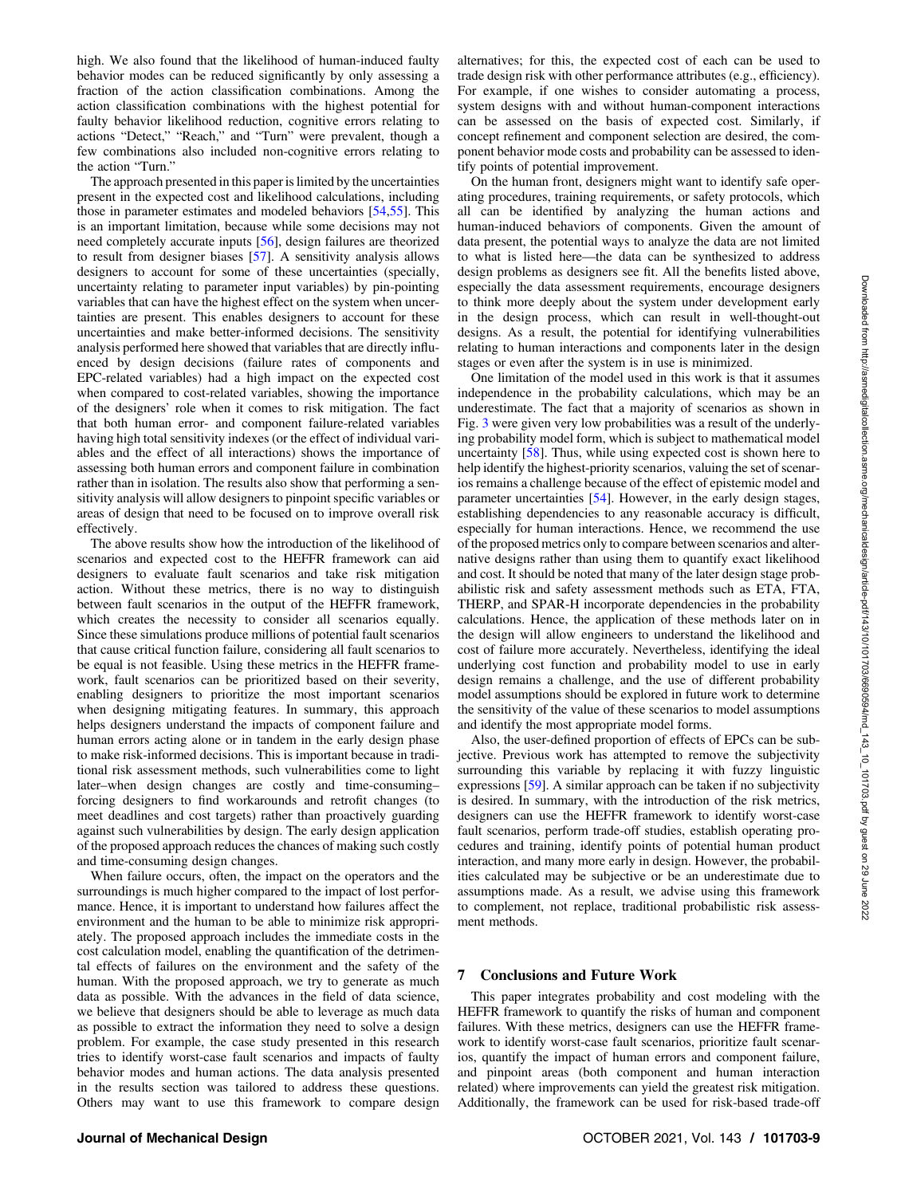high. We also found that the likelihood of human-induced faulty behavior modes can be reduced significantly by only assessing a fraction of the action classification combinations. Among the action classification combinations with the highest potential for faulty behavior likelihood reduction, cognitive errors relating to actions "Detect," "Reach," and "Turn" were prevalent, though a few combinations also included non-cognitive errors relating to the action "Turn."

The approach presented in this paper is limited by the uncertainties present in the expected cost and likelihood calculations, including those in parameter estimates and modeled behaviors [54,55]. This is an important limitation, because while some decisions may not need completely accurate inputs [56], design failures are theorized to result from designer biases [57]. A sensitivity analysis allows designers to account for some of these uncertainties (specially, uncertainty relating to parameter input variables) by pin-pointing variables that can have the highest effect on the system when uncertainties are present. This enables designers to account for these uncertainties and make better-informed decisions. The sensitivity analysis performed here showed that variables that are directly influenced by design decisions (failure rates of components and EPC-related variables) had a high impact on the expected cost when compared to cost-related variables, showing the importance of the designers' role when it comes to risk mitigation. The fact that both human error- and component failure-related variables having high total sensitivity indexes (or the effect of individual variables and the effect of all interactions) shows the importance of assessing both human errors and component failure in combination rather than in isolation. The results also show that performing a sensitivity analysis will allow designers to pinpoint specific variables or areas of design that need to be focused on to improve overall risk effectively.

The above results show how the introduction of the likelihood of scenarios and expected cost to the HEFFR framework can aid designers to evaluate fault scenarios and take risk mitigation action. Without these metrics, there is no way to distinguish between fault scenarios in the output of the HEFFR framework, which creates the necessity to consider all scenarios equally. Since these simulations produce millions of potential fault scenarios that cause critical function failure, considering all fault scenarios to be equal is not feasible. Using these metrics in the HEFFR framework, fault scenarios can be prioritized based on their severity, enabling designers to prioritize the most important scenarios when designing mitigating features. In summary, this approach helps designers understand the impacts of component failure and human errors acting alone or in tandem in the early design phase to make risk-informed decisions. This is important because in traditional risk assessment methods, such vulnerabilities come to light later–when design changes are costly and time-consuming–forcing designers to find workarounds and retrofit changes (to meet deadlines and cost targets) rather than proactively guarding against such vulnerabilities by design. The early design application of the proposed approach reduces the chances of making such costly and time-consuming design changes.

When failure occurs, often, the impact on the operators and the surroundings is much higher compared to the impact of lost performance. Hence, it is important to understand how failures affect the environment and the human to be able to minimize risk appropriately. The proposed approach includes the immediate costs in the cost calculation model, enabling the quantification of the detrimental effects of failures on the environment and the safety of the human. With the proposed approach, we try to generate as much data as possible. With the advances in the field of data science, we believe that designers should be able to leverage as much data as possible to extract the information they need to solve a design problem. For example, the case study presented in this research tries to identify worst-case fault scenarios and impacts of faulty behavior modes and human actions. The data analysis presented in the results section was tailored to address these questions. Others may want to use this framework to compare design alternatives; for this, the expected cost of each can be used to trade design risk with other performance attributes (e.g., efficiency). For example, if one wishes to consider automating a process, system designs with and without human-component interactions can be assessed on the basis of expected cost. Similarly, if concept refinement and component selection are desired, the component behavior mode costs and probability can be assessed to identify points of potential improvement.

On the human front, designers might want to identify safe operating procedures, training requirements, or safety protocols, which all can be identified by analyzing the human actions and human-induced behaviors of components. Given the amount of data present, the potential ways to analyze the data are not limited to what is listed here—the data can be synthesized to address design problems as designers see fit. All the benefits listed above, especially the data assessment requirements, encourage designers to think more deeply about the system under development early in the design process, which can result in well-thought-out designs. As a result, the potential for identifying vulnerabilities relating to human interactions and components later in the design stages or even after the system is in use is minimized.

One limitation of the model used in this work is that it assumes independence in the probability calculations, which may be an underestimate. The fact that a majority of scenarios as shown in Fig. 3 were given very low probabilities was a result of the underlying probability model form, which is subject to mathematical model uncertainty [58]. Thus, while using expected cost is shown here to help identify the highest-priority scenarios, valuing the set of scenarios remains a challenge because of the effect of epistemic model and parameter uncertainties [54]. However, in the early design stages, establishing dependencies to any reasonable accuracy is difficult, especially for human interactions. Hence, we recommend the use of the proposed metrics only to compare between scenarios and alternative designs rather than using them to quantify exact likelihood and cost. It should be noted that many of the later design stage probabilistic risk and safety assessment methods such as ETA, FTA, THERP, and SPAR-H incorporate dependencies in the probability calculations. Hence, the application of these methods later on in the design will allow engineers to understand the likelihood and cost of failure more accurately. Nevertheless, identifying the ideal underlying cost function and probability model to use in early design remains a challenge, and the use of different probability model assumptions should be explored in future work to determine the sensitivity of the value of these scenarios to model assumptions and identify the most appropriate model forms.

Also, the user-defined proportion of effects of EPCs can be subjective. Previous work has attempted to remove the subjectivity surrounding this variable by replacing it with fuzzy linguistic expressions [59]. A similar approach can be taken if no subjectivity is desired. In summary, with the introduction of the risk metrics, designers can use the HEFFR framework to identify worst-case fault scenarios, perform trade-off studies, establish operating procedures and training, identify points of potential human product interaction, and many more early in design. However, the probabilities calculated may be subjective or be an underestimate due to assumptions made. As a result, we advise using this framework to complement, not replace, traditional probabilistic risk assessment methods.

## 7 Conclusions and Future Work

This paper integrates probability and cost modeling with the HEFFR framework to quantify the risks of human and component failures. With these metrics, designers can use the HEFFR framework to identify worst-case fault scenarios, prioritize fault scenarios, quantify the impact of human errors and component failure, and pinpoint areas (both component and human interaction related) where improvements can yield the greatest risk mitigation. Additionally, the framework can be used for risk-based trade-off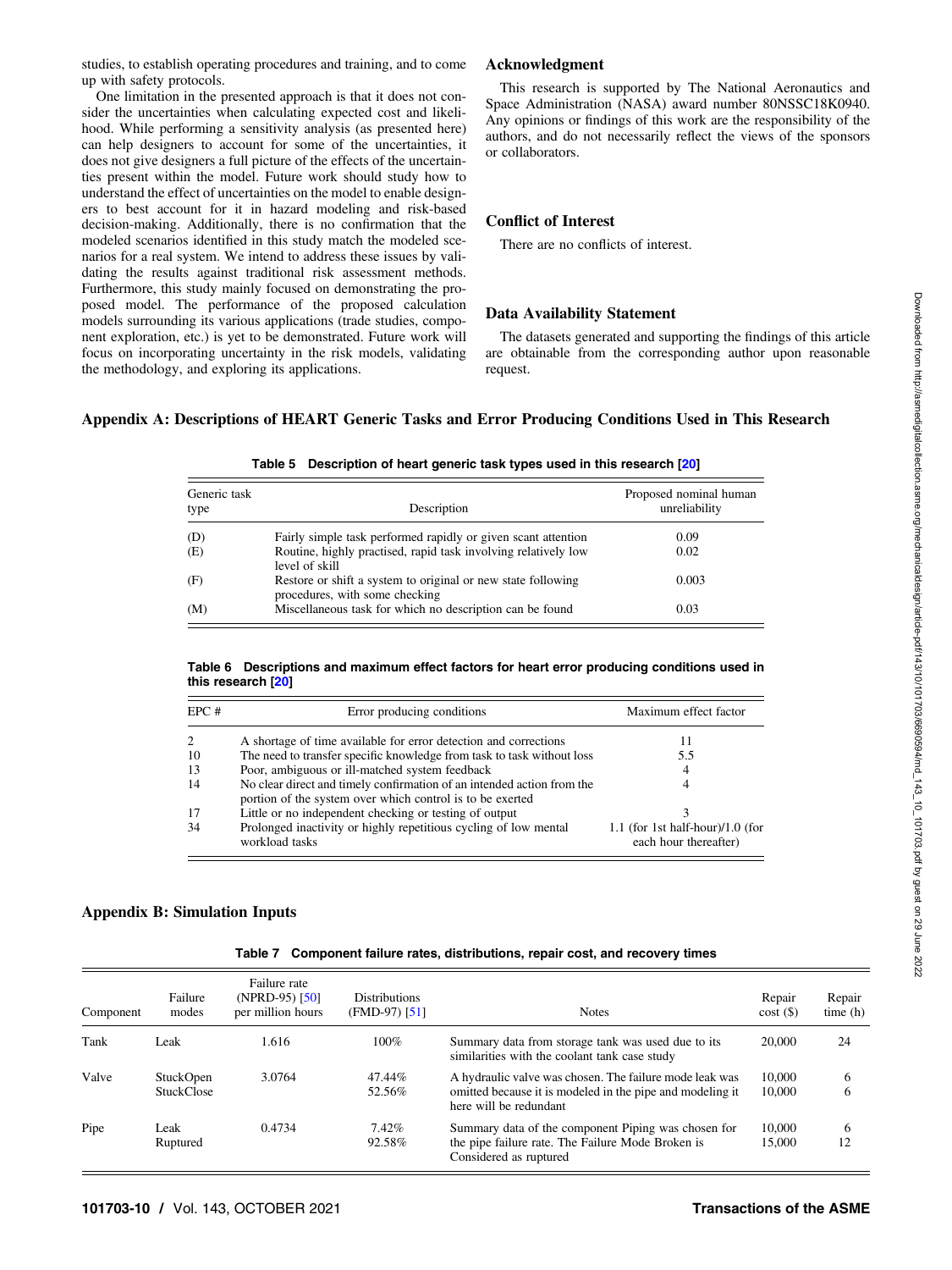studies, to establish operating procedures and training, and to come up with safety protocols.

One limitation in the presented approach is that it does not consider the uncertainties when calculating expected cost and likelihood. While performing a sensitivity analysis (as presented here) can help designers to account for some of the uncertainties, it does not give designers a full picture of the effects of the uncertainties present within the model. Future work should study how to understand the effect of uncertainties on the model to enable designers to best account for it in hazard modeling and risk-based decision-making. Additionally, there is no confirmation that the modeled scenarios identified in this study match the modeled scenarios for a real system. We intend to address these issues by validating the results against traditional risk assessment methods. Furthermore, this study mainly focused on demonstrating the proposed model. The performance of the proposed calculation models surrounding its various applications (trade studies, component exploration, etc.) is yet to be demonstrated. Future work will focus on incorporating uncertainty in the risk models, validating the methodology, and exploring its applications.

## Acknowledgment

This research is supported by The National Aeronautics and Space Administration (NASA) award number 80NSSC18K0940. Any opinions or findings of this work are the responsibility of the authors, and do not necessarily reflect the views of the sponsors or collaborators.

## Conflict of Interest

There are no conflicts of interest.

## Data Availability Statement

The datasets generated and supporting the findings of this article are obtainable from the corresponding author upon reasonable request.

## Appendix A: Descriptions of HEART Generic Tasks and Error Producing Conditions Used in This Research

**Table 5 Description of heart generic task types used in this research [20]**

| Generic task type | Description | Proposed nominal human unreliability |
|---|---|---|
| (D) | Fairly simple task performed rapidly or given scant attention | 0.09 |
| (E) | Routine, highly practised, rapid task involving relatively low level of skill | 0.02 |
| (F) | Restore or shift a system to original or new state following procedures, with some checking | 0.003 |
| (M) | Miscellaneous task for which no description can be found | 0.03 |

**Table 6 Descriptions and maximum effect factors for heart error producing conditions used in this research [20]**

| EPC # | Error producing conditions | Maximum effect factor |
|---|---|---|
| 2 | A shortage of time available for error detection and corrections | 11 |
| 10 | The need to transfer specific knowledge from task to task without loss | 5.5 |
| 13 | Poor, ambiguous or ill-matched system feedback | 4 |
| 14 | No clear direct and timely confirmation of an intended action from the portion of the system over which control is to be exerted | 4 |
| 17 | Little or no independent checking or testing of output | 3 |
| 34 | Prolonged inactivity or highly repetitious cycling of low mental workload tasks | 1.1 (for 1st half-hour)/1.0 (for each hour thereafter) |

## Appendix B: Simulation Inputs

**Table 7 Component failure rates, distributions, repair cost, and recovery times**

| Component | Failure modes | Failure rate (NPRD-95) [50] per million hours | Distributions (FMD-97) [51] | Notes | Repair cost ($) | Repair time (h) |
|---|---|---|---|---|---|---|
| Tank | Leak | 1.616 | 100% | Summary data from storage tank was used due to its similarities with the coolant tank case study | 20,000 | 24 |
| Valve | StuckOpen<br>StuckClose | 3.0764 | 47.44%<br>52.56% | A hydraulic valve was chosen. The failure mode leak was omitted because it is modeled in the pipe and modeling it here will be redundant | 10,000<br>10,000 | 6<br>6 |
| Pipe | Leak<br>Ruptured | 0.4734 | 7.42%<br>92.58% | Summary data of the component Piping was chosen for the pipe failure rate. The Failure Mode Broken is Considered as ruptured | 10,000<br>15,000 | 6<br>12 |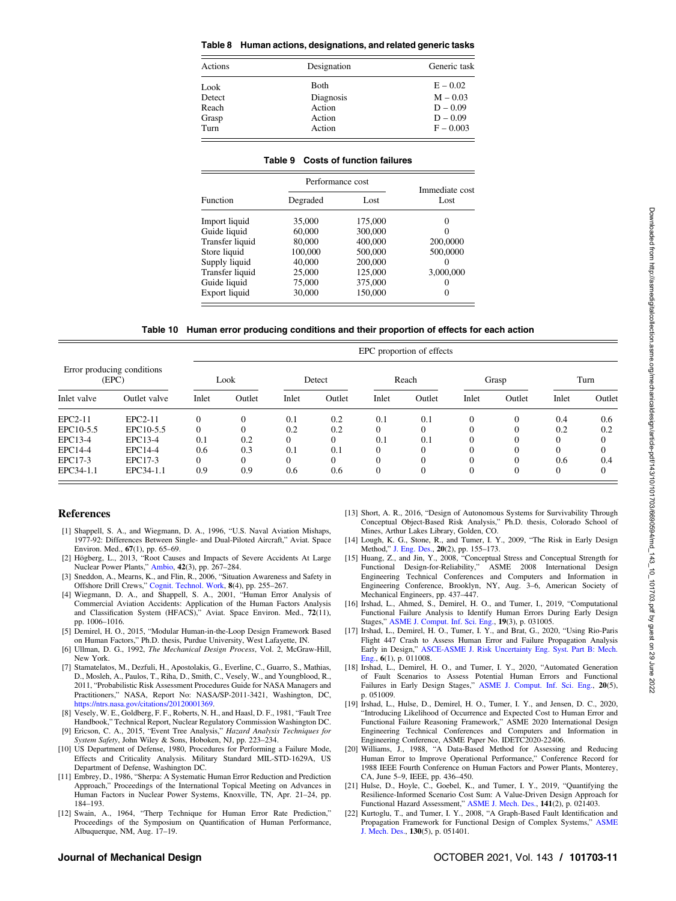**Table 8 Human actions, designations, and related generic tasks**

| Actions | Designation | Generic task |
|---|---|---|
| Look | Both | E – 0.02 |
| Detect | Diagnosis | M – 0.03 |
| Reach | Action | D – 0.09 |
| Grasp | Action | D – 0.09 |
| Turn | Action | F – 0.003 |

**Table 9 Costs of function failures**

| Function | Performance cost | | Immediate cost |
|---|---|---|---|
| | Degraded | Lost | Lost |
| Import liquid | 35,000 | 175,000 | 0 |
| Guide liquid | 60,000 | 300,000 | 0 |
| Transfer liquid | 80,000 | 400,000 | 200,0000 |
| Store liquid | 100,000 | 500,000 | 500,0000 |
| Supply liquid | 40,000 | 200,000 | 0 |
| Transfer liquid | 25,000 | 125,000 | 3,000,000 |
| Guide liquid | 75,000 | 375,000 | 0 |
| Export liquid | 30,000 | 150,000 | 0 |

**Table 10 Human error producing conditions and their proportion of effects for each action**

| Error producing conditions (EPC) | | EPC proportion of effects | | | | | | | | | |
|---|---|---|---|---|---|---|---|---|---|---|---|
| | | Look | | Detect | | Reach | | Grasp | | Turn | |
| Inlet valve | Outlet valve | Inlet | Outlet | Inlet | Outlet | Inlet | Outlet | Inlet | Outlet | Inlet | Outlet |
| EPC2-11 | EPC2-11 | 0 | 0 | 0.1 | 0.2 | 0.1 | 0.1 | 0 | 0 | 0.4 | 0.6 |
| EPC10-5.5 | EPC10-5.5 | 0 | 0 | 0.2 | 0.2 | 0 | 0 | 0 | 0 | 0.2 | 0.2 |
| EPC13-4 | EPC13-4 | 0.1 | 0.2 | 0 | 0 | 0.1 | 0.1 | 0 | 0 | 0 | 0 |
| EPC14-4 | EPC14-4 | 0.6 | 0.3 | 0.1 | 0.1 | 0 | 0 | 0 | 0 | 0 | 0 |
| EPC17-3 | EPC17-3 | 0 | 0 | 0 | 0 | 0 | 0 | 0 | 0 | 0.6 | 0.4 |
| EPC34-1.1 | EPC34-1.1 | 0.9 | 0.9 | 0.6 | 0.6 | 0 | 0 | 0 | 0 | 0 | 0 |

## References

[1] Shappell, S. A., and Wiegmann, D. A., 1996, "U.S. Naval Aviation Mishaps, 1977-92: Differences Between Single- and Dual-Piloted Aircraft," Aviat. Space Environ. Med., **67**(1), pp. 65–69.

[2] Högberg, L., 2013, "Root Causes and Impacts of Severe Accidents At Large Nuclear Power Plants," Ambio, **42**(3), pp. 267–284.

[3] Sneddon, A., Mearns, K., and Flin, R., 2006, "Situation Awareness and Safety in Offshore Drill Crews," Cognit. Technol. Work, **8**(4), pp. 255–267.

[4] Wiegmann, D. A., and Shappell, S. A., 2001, "Human Error Analysis of Commercial Aviation Accidents: Application of the Human Factors Analysis and Classification System (HFACS)," Aviat. Space Environ. Med., **72**(11), pp. 1006–1016.

[5] Demirel, H. O., 2015, "Modular Human-in-the-Loop Design Framework Based on Human Factors," Ph.D. thesis, Purdue University, West Lafayette, IN.

[6] Ullman, D. G., 1992, *The Mechanical Design Process*, Vol. 2, McGraw-Hill, New York.

[7] Stamatelatos, M., Dezfuli, H., Apostolakis, G., Everline, C., Guarro, S., Mathias, D., Mosleh, A., Paulos, T., Riha, D., Smith, C., Vesely, W., and Youngblood, R., 2011, "Probabilistic Risk Assessment Procedures Guide for NASA Managers and Practitioners," NASA, Report No: NASA/SP-2011-3421, Washington, DC, https://ntrs.nasa.gov/citations/20120001369.

[8] Vesely, W. E., Goldberg, F. F., Roberts, N. H., and Haasl, D. F., 1981, "Fault Tree Handbook," Technical Report, Nuclear Regulatory Commission Washington DC.

[9] Ericson, C. A., 2015, "Event Tree Analysis," *Hazard Analysis Techniques for System Safety*, John Wiley & Sons, Hoboken, NJ, pp. 223–234.

[10] US Department of Defense, 1980, Procedures for Performing a Failure Mode, Effects and Criticality Analysis. Military Standard MIL-STD-1629A, US Department of Defense, Washington DC.

[11] Embrey, D., 1986, "Sherpa: A Systematic Human Error Reduction and Prediction Approach," Proceedings of the International Topical Meeting on Advances in Human Factors in Nuclear Power Systems, Knoxville, TN, Apr. 21–24, pp. 184–193.

[12] Swain, A., 1964, "Therp Technique for Human Error Rate Prediction," Proceedings of the Symposium on Quantification of Human Performance, Albuquerque, NM, Aug. 17–19.

[13] Short, A. R., 2016, "Design of Autonomous Systems for Survivability Through Conceptual Object-Based Risk Analysis," Ph.D. thesis, Colorado School of Mines, Arthur Lakes Library, Golden, CO.

[14] Lough, K. G., Stone, R., and Tumer, I. Y., 2009, "The Risk in Early Design Method," J. Eng. Des., **20**(2), pp. 155–173.

[15] Huang, Z., and Jin, Y., 2008, "Conceptual Stress and Conceptual Strength for Functional Design-for-Reliability," ASME 2008 International Design Engineering Technical Conferences and Computers and Information in Engineering Conference, Brooklyn, NY, Aug. 3–6, American Society of Mechanical Engineers, pp. 437–447.

[16] Irshad, L., Ahmed, S., Demirel, H. O., and Tumer, I., 2019, "Computational Functional Failure Analysis to Identify Human Errors During Early Design Stages," ASME J. Comput. Inf. Sci. Eng., **19**(3), p. 031005.

[17] Irshad, L., Demirel, H. O., Tumer, I. Y., and Brat, G., 2020, "Using Rio-Paris Flight 447 Crash to Assess Human Error and Failure Propagation Analysis Early in Design," ASCE-ASME J. Risk Uncertainty Eng. Syst. Part B: Mech. Eng., **6**(1), p. 011008.

[18] Irshad, L., Demirel, H. O., and Tumer, I. Y., 2020, "Automated Generation of Fault Scenarios to Assess Potential Human Errors and Functional Failures in Early Design Stages," ASME J. Comput. Inf. Sci. Eng., **20**(5), p. 051009.

[19] Irshad, L., Hulse, D., Demirel, H. O., Tumer, I. Y., and Jensen, D. C., 2020, "Introducing Likelihood of Occurrence and Expected Cost to Human Error and Functional Failure Reasoning Framework," ASME 2020 International Design Engineering Technical Conferences and Computers and Information in Engineering Conference, ASME Paper No. IDETC2020-22406.

[20] Williams, J., 1988, "A Data-Based Method for Assessing and Reducing Human Error to Improve Operational Performance," Conference Record for 1988 IEEE Fourth Conference on Human Factors and Power Plants, Monterey, CA, June 5–9, IEEE, pp. 436–450.

[21] Hulse, D., Hoyle, C., Goebel, K., and Tumer, I. Y., 2019, "Quantifying the Resilience-Informed Scenario Cost Sum: A Value-Driven Design Approach for Functional Hazard Assessment," ASME J. Mech. Des., **141**(2), p. 021403.

[22] Kurtoglu, T., and Tumer, I. Y., 2008, "A Graph-Based Fault Identification and Propagation Framework for Functional Design of Complex Systems," ASME J. Mech. Des., **130**(5), p. 051401.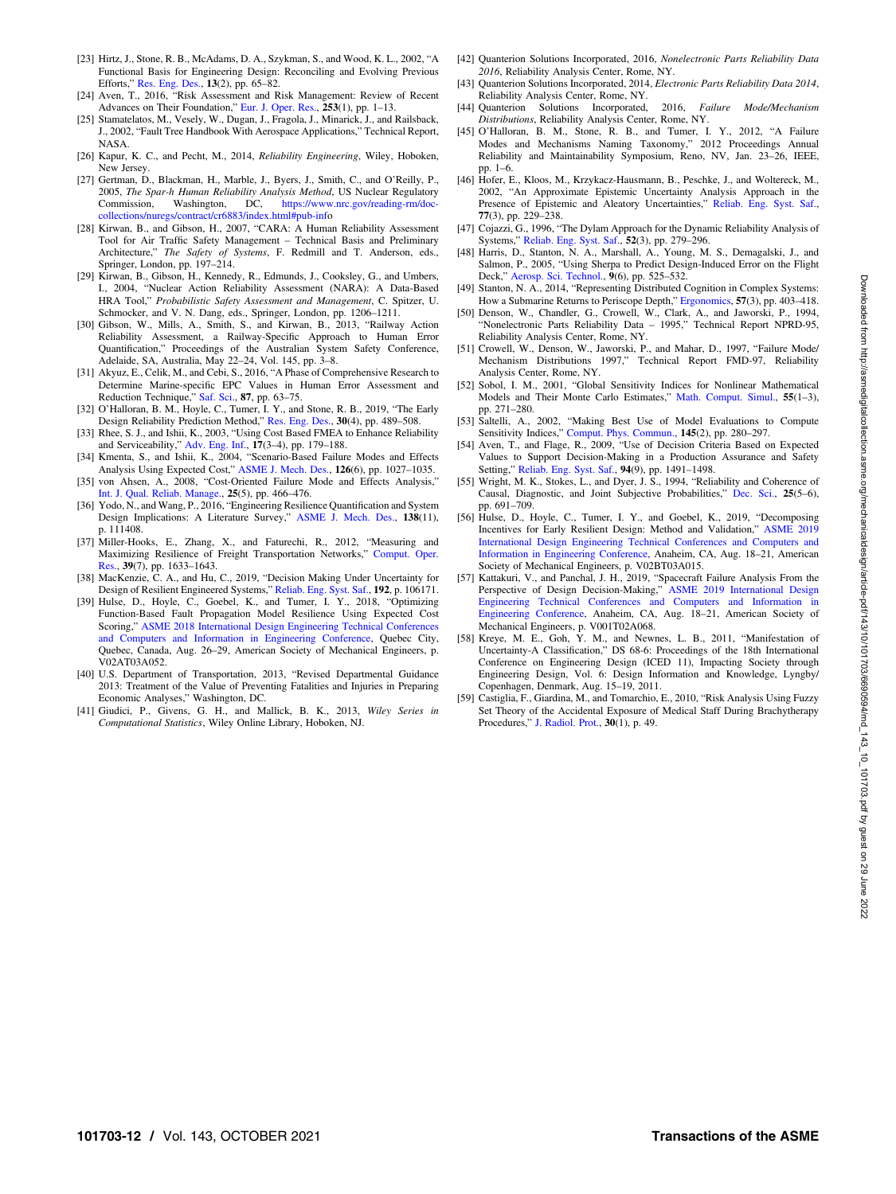[23] Hirtz, J., Stone, R. B., McAdams, D. A., Szykman, S., and Wood, K. L., 2002, "A Functional Basis for Engineering Design: Reconciling and Evolving Previous Efforts," Res. Eng. Des., **13**(2), pp. 65–82.

[24] Aven, T., 2016, "Risk Assessment and Risk Management: Review of Recent Advances on Their Foundation," Eur. J. Oper. Res., **253**(1), pp. 1–13.

[25] Stamatelatos, M., Vesely, W., Dugan, J., Fragola, J., Minarick, J., and Railsback, J., 2002, "Fault Tree Handbook With Aerospace Applications," Technical Report, NASA.

[26] Kapur, K. C., and Pecht, M., 2014, *Reliability Engineering*, Wiley, Hoboken, New Jersey.

[27] Gertman, D., Blackman, H., Marble, J., Byers, J., Smith, C., and O'Reilly, P., 2005, *The Spar-h Human Reliability Analysis Method*, US Nuclear Regulatory Commission, Washington, DC, https://www.nrc.gov/reading-rm/doc-collections/nuregs/contract/cr6883/index.html#pub-info

[28] Kirwan, B., and Gibson, H., 2007, "CARA: A Human Reliability Assessment Tool for Air Traffic Safety Management – Technical Basis and Preliminary Architecture," *The Safety of Systems*, F. Redmill and T. Anderson, eds., Springer, London, pp. 197–214.

[29] Kirwan, B., Gibson, H., Kennedy, R., Edmunds, J., Cooksley, G., and Umbers, I., 2004, "Nuclear Action Reliability Assessment (NARA): A Data-Based HRA Tool," *Probabilistic Safety Assessment and Management*, C. Spitzer, U. Schmocker, and V. N. Dang, eds., Springer, London, pp. 1206–1211.

[30] Gibson, W., Mills, A., Smith, S., and Kirwan, B., 2013, "Railway Action Reliability Assessment, a Railway-Specific Approach to Human Error Quantification," Proceedings of the Australian System Safety Conference, Adelaide, SA, Australia, May 22–24, Vol. 145, pp. 3–8.

[31] Akyuz, E., Celik, M., and Cebi, S., 2016, "A Phase of Comprehensive Research to Determine Marine-specific EPC Values in Human Error Assessment and Reduction Technique," Saf. Sci., **87**, pp. 63–75.

[32] O'Halloran, B. M., Hoyle, C., Tumer, I. Y., and Stone, R. B., 2019, "The Early Design Reliability Prediction Method," Res. Eng. Des., **30**(4), pp. 489–508.

[33] Rhee, S. J., and Ishii, K., 2003, "Using Cost Based FMEA to Enhance Reliability and Serviceability," Adv. Eng. Inf., **17**(3–4), pp. 179–188.

[34] Kmenta, S., and Ishii, K., 2004, "Scenario-Based Failure Modes and Effects Analysis Using Expected Cost," ASME J. Mech. Des., **126**(6), pp. 1027–1035.

[35] von Ahsen, A., 2008, "Cost-Oriented Failure Mode and Effects Analysis," Int. J. Qual. Reliab. Manage., **25**(5), pp. 466–476.

[36] Yodo, N., and Wang, P., 2016, "Engineering Resilience Quantification and System Design Implications: A Literature Survey," ASME J. Mech. Des., **138**(11), p. 111408.

[37] Miller-Hooks, E., Zhang, X., and Faturechi, R., 2012, "Measuring and Maximizing Resilience of Freight Transportation Networks," Comput. Oper. Res., **39**(7), pp. 1633–1643.

[38] MacKenzie, C. A., and Hu, C., 2019, "Decision Making Under Uncertainty for Design of Resilient Engineered Systems," Reliab. Eng. Syst. Saf., **192**, p. 106171.

[39] Hulse, D., Hoyle, C., Goebel, K., and Tumer, I. Y., 2018, "Optimizing Function-Based Fault Propagation Model Resilience Using Expected Cost Scoring," ASME 2018 International Design Engineering Technical Conferences and Computers and Information in Engineering Conference, Quebec City, Quebec, Canada, Aug. 26–29, American Society of Mechanical Engineers, p. V02AT03A052.

[40] U.S. Department of Transportation, 2013, "Revised Departmental Guidance 2013: Treatment of the Value of Preventing Fatalities and Injuries in Preparing Economic Analyses," Washington, DC.

[41] Giudici, P., Givens, G. H., and Mallick, B. K., 2013, *Wiley Series in Computational Statistics*, Wiley Online Library, Hoboken, NJ.

[42] Quanterion Solutions Incorporated, 2016, *Nonelectronic Parts Reliability Data 2016*, Reliability Analysis Center, Rome, NY.

[43] Quanterion Solutions Incorporated, 2014, *Electronic Parts Reliability Data 2014*, Reliability Analysis Center, Rome, NY.

[44] Quanterion Solutions Incorporated, 2016, *Failure Mode/Mechanism Distributions*, Reliability Analysis Center, Rome, NY.

[45] O'Halloran, B. M., Stone, R. B., and Tumer, I. Y., 2012, "A Failure Modes and Mechanisms Naming Taxonomy," 2012 Proceedings Annual Reliability and Maintainability Symposium, Reno, NV, Jan. 23–26, IEEE, pp. 1–6.

[46] Hofer, E., Kloos, M., Krzykacz-Hausmann, B., Peschke, J., and Woltereck, M., 2002, "An Approximate Epistemic Uncertainty Analysis Approach in the Presence of Epistemic and Aleatory Uncertainties," Reliab. Eng. Syst. Saf., **77**(3), pp. 229–238.

[47] Cojazzi, G., 1996, "The Dylam Approach for the Dynamic Reliability Analysis of Systems," Reliab. Eng. Syst. Saf., **52**(3), pp. 279–296.

[48] Harris, D., Stanton, N. A., Marshall, A., Young, M. S., Demagalski, J., and Salmon, P., 2005, "Using Sherpa to Predict Design-Induced Error on the Flight Deck," Aerosp. Sci. Technol., **9**(6), pp. 525–532.

[49] Stanton, N. A., 2014, "Representing Distributed Cognition in Complex Systems: How a Submarine Returns to Periscope Depth," Ergonomics, **57**(3), pp. 403–418.

[50] Denson, W., Chandler, G., Crowell, W., Clark, A., and Jaworski, P., 1994, "Nonelectronic Parts Reliability Data – 1995," Technical Report NPRD-95, Reliability Analysis Center, Rome, NY.

[51] Crowell, W., Denson, W., Jaworski, P., and Mahar, D., 1997, "Failure Mode/Mechanism Distributions 1997," Technical Report FMD-97, Reliability Analysis Center, Rome, NY.

[52] Sobol, I. M., 2001, "Global Sensitivity Indices for Nonlinear Mathematical Models and Their Monte Carlo Estimates," Math. Comput. Simul., **55**(1–3), pp. 271–280.

[53] Saltelli, A., 2002, "Making Best Use of Model Evaluations to Compute Sensitivity Indices," Comput. Phys. Commun., **145**(2), pp. 280–297.

[54] Aven, T., and Flage, R., 2009, "Use of Decision Criteria Based on Expected Values to Support Decision-Making in a Production Assurance and Safety Setting," Reliab. Eng. Syst. Saf., **94**(9), pp. 1491–1498.

[55] Wright, M. K., Stokes, L., and Dyer, J. S., 1994, "Reliability and Coherence of Causal, Diagnostic, and Joint Subjective Probabilities," Dec. Sci., **25**(5–6), pp. 691–709.

[56] Hulse, D., Hoyle, C., Tumer, I. Y., and Goebel, K., 2019, "Decomposing Incentives for Early Resilient Design: Method and Validation," ASME 2019 International Design Engineering Technical Conferences and Computers and Information in Engineering Conference, Anaheim, CA, Aug. 18–21, American Society of Mechanical Engineers, p. V02BT03A015.

[57] Kattakuri, V., and Panchal, J. H., 2019, "Spacecraft Failure Analysis From the Perspective of Design Decision-Making," ASME 2019 International Design Engineering Technical Conferences and Computers and Information in Engineering Conference, Anaheim, CA, Aug. 18–21, American Society of Mechanical Engineers, p. V001T02A068.

[58] Kreye, M. E., Goh, Y. M., and Newnes, L. B., 2011, "Manifestation of Uncertainty-A Classification," DS 68-6: Proceedings of the 18th International Conference on Engineering Design (ICED 11), Impacting Society through Engineering Design, Vol. 6: Design Information and Knowledge, Lyngby/Copenhagen, Denmark, Aug. 15–19, 2011.

[59] Castiglia, F., Giardina, M., and Tomarchio, E., 2010, "Risk Analysis Using Fuzzy Set Theory of the Accidental Exposure of Medical Staff During Brachytherapy Procedures," J. Radiol. Prot., **30**(1), p. 49.